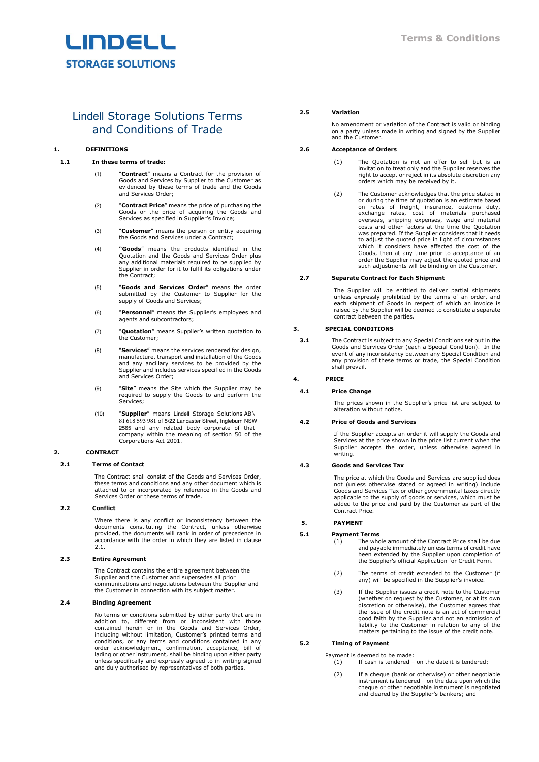LINDELL STORAGE SOLUTIONS

Terms & Conditions

# Lindell Storage Solutions Terms and Conditions of Trade

## 1. DEFINITIONS

### 1.1 In these terms of trade:

(1) "**Contract**" means a Contract for the provision of Goods and Services by Supplier to the Customer as evidenced by these terms of trade and the Goods and Services Order;

(2) "**Contract Price**" means the price of purchasing the Goods or the price of acquiring the Goods and Services as specified in Supplier's Invoice;

(3) "**Customer**" means the person or entity acquiring the Goods and Services under a Contract;

(4) **"Goods**" means the products identified in the Quotation and the Goods and Services Order plus any additional materials required to be supplied by Supplier in order for it to fulfil its obligations under the Contract;

(5) "**Goods and Services Order**" means the order submitted by the Customer to Supplier for the supply of Goods and Services;

(6) "**Personnel**" means the Supplier's employees and agents and subcontractors;

(7) "**Quotation**" means Supplier's written quotation to the Customer;

(8) "**Services**" means the services rendered for design, manufacture, transport and installation of the Goods and any ancillary services to be provided by the Supplier and includes services specified in the Goods and Services Order;

(9) "**Site**" means the Site which the Supplier may be required to supply the Goods to and perform the Services;

(10) "**Supplier**" means Lindell Storage Solutions ABN 81 618 593 981 of 5/22 Lancaster Street, Ingleburn NSW 2565 and any related body corporate of that company within the meaning of section 50 of the Corporations Act 2001.

## 2. CONTRACT

### 2.1 Terms of Contact

The Contract shall consist of the Goods and Services Order, these terms and conditions and any other document which is attached to or incorporated by reference in the Goods and Services Order or these terms of trade.

### 2.2 Conflict

Where there is any conflict or inconsistency between the documents constituting the Contract, unless otherwise provided, the documents will rank in order of precedence in accordance with the order in which they are listed in clause 2.1.

### 2.3 Entire Agreement

The Contract contains the entire agreement between the Supplier and the Customer and supersedes all prior communications and negotiations between the Supplier and the Customer in connection with its subject matter.

### 2.4 Binding Agreement

No terms or conditions submitted by either party that are in addition to, different from or inconsistent with those contained herein or in the Goods and Services Order, including without limitation, Customer's printed terms and conditions, or any terms and conditions contained in any order acknowledgment, confirmation, acceptance, bill of lading or other instrument, shall be binding upon either party unless specifically and expressly agreed to in writing signed and duly authorised by representatives of both parties.

### 2.5 Variation

No amendment or variation of the Contract is valid or binding on a party unless made in writing and signed by the Supplier and the Customer.

### 2.6 Acceptance of Orders

(1) The Quotation is not an offer to sell but is an invitation to treat only and the Supplier reserves the right to accept or reject in its absolute discretion any orders which may be received by it.

(2) The Customer acknowledges that the price stated in or during the time of quotation is an estimate based on rates of freight, insurance, customs duty, exchange rates, cost of materials purchased overseas, shipping expenses, wage and material costs and other factors at the time the Quotation was prepared. If the Supplier considers that it needs to adjust the quoted price in light of circumstances which it considers have affected the cost of the Goods, then at any time prior to acceptance of an order the Supplier may adjust the quoted price and such adjustments will be binding on the Customer.

### 2.7 Separate Contract for Each Shipment

The Supplier will be entitled to deliver partial shipments unless expressly prohibited by the terms of an order, and each shipment of Goods in respect of which an invoice is raised by the Supplier will be deemed to constitute a separate contract between the parties.

## 3. SPECIAL CONDITIONS

**3.1** The Contract is subject to any Special Conditions set out in the Goods and Services Order (each a Special Condition). In the event of any inconsistency between any Special Condition and any provision of these terms or trade, the Special Condition shall prevail.

## 4. PRICE

### 4.1 Price Change

The prices shown in the Supplier's price list are subject to alteration without notice.

### 4.2 Price of Goods and Services

If the Supplier accepts an order it will supply the Goods and Services at the price shown in the price list current when the Supplier accepts the order, unless otherwise agreed in writing.

### 4.3 Goods and Services Tax

The price at which the Goods and Services are supplied does not (unless otherwise stated or agreed in writing) include Goods and Services Tax or other governmental taxes directly applicable to the supply of goods or services, which must be added to the price and paid by the Customer as part of the Contract Price.

## 5. PAYMENT

### 5.1 Payment Terms

(1) The whole amount of the Contract Price shall be due and payable immediately unless terms of credit have been extended by the Supplier upon completion of the Supplier's official Application for Credit Form.

(2) The terms of credit extended to the Customer (if any) will be specified in the Supplier's invoice.

(3) If the Supplier issues a credit note to the Customer (whether on request by the Customer, or at its own discretion or otherwise), the Customer agrees that the issue of the credit note is an act of commercial good faith by the Supplier and not an admission of liability to the Customer in relation to any of the matters pertaining to the issue of the credit note.

### 5.2 Timing of Payment

Payment is deemed to be made:

(1) If cash is tendered – on the date it is tendered;

(2) If a cheque (bank or otherwise) or other negotiable instrument is tendered – on the date upon which the cheque or other negotiable instrument is negotiated and cleared by the Supplier's bankers; and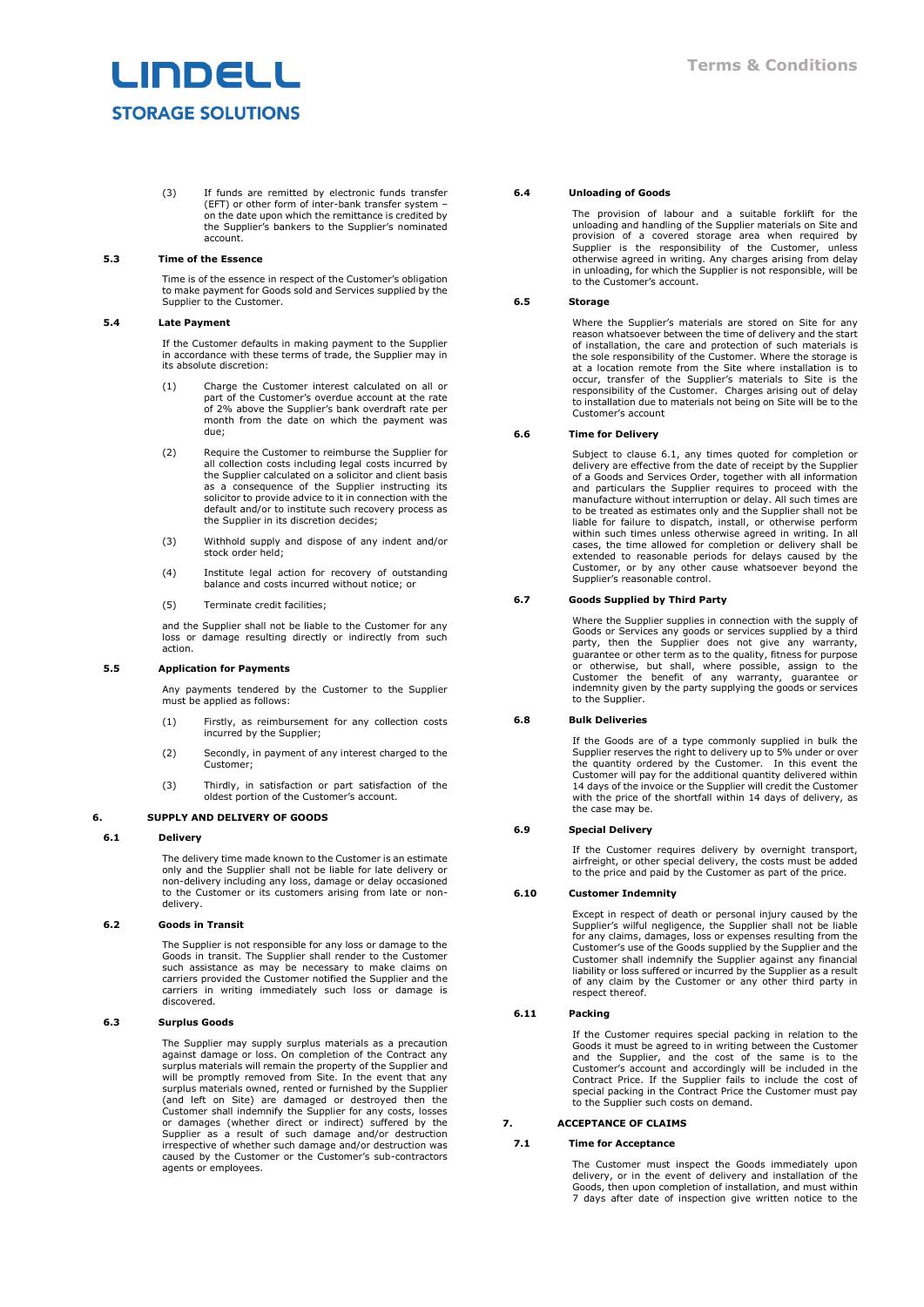(3) If funds are remitted by electronic funds transfer (EFT) or other form of inter-bank transfer system – on the date upon which the remittance is credited by the Supplier's bankers to the Supplier's nominated account.

### 5.3 Time of the Essence

Time is of the essence in respect of the Customer's obligation to make payment for Goods sold and Services supplied by the Supplier to the Customer.

### 5.4 Late Payment

If the Customer defaults in making payment to the Supplier in accordance with these terms of trade, the Supplier may in its absolute discretion:

(1) Charge the Customer interest calculated on all or part of the Customer's overdue account at the rate of 2% above the Supplier's bank overdraft rate per month from the date on which the payment was due;

(2) Require the Customer to reimburse the Supplier for all collection costs including legal costs incurred by the Supplier calculated on a solicitor and client basis as a consequence of the Supplier instructing its solicitor to provide advice to it in connection with the default and/or to institute such recovery process as the Supplier in its discretion decides;

(3) Withhold supply and dispose of any indent and/or stock order held;

(4) Institute legal action for recovery of outstanding balance and costs incurred without notice; or

(5) Terminate credit facilities;

and the Supplier shall not be liable to the Customer for any loss or damage resulting directly or indirectly from such action.

### 5.5 Application for Payments

Any payments tendered by the Customer to the Supplier must be applied as follows:

(1) Firstly, as reimbursement for any collection costs incurred by the Supplier;

(2) Secondly, in payment of any interest charged to the Customer;

(3) Thirdly, in satisfaction or part satisfaction of the oldest portion of the Customer's account.

## 6. SUPPLY AND DELIVERY OF GOODS

### 6.1 Delivery

The delivery time made known to the Customer is an estimate only and the Supplier shall not be liable for late delivery or non-delivery including any loss, damage or delay occasioned to the Customer or its customers arising from late or non-delivery.

### 6.2 Goods in Transit

The Supplier is not responsible for any loss or damage to the Goods in transit. The Supplier shall render to the Customer such assistance as may be necessary to make claims on carriers provided the Customer notified the Supplier and the carriers in writing immediately such loss or damage is discovered.

### 6.3 Surplus Goods

The Supplier may supply surplus materials as a precaution against damage or loss. On completion of the Contract any surplus materials will remain the property of the Supplier and will be promptly removed from Site. In the event that any surplus materials owned, rented or furnished by the Supplier (and left on Site) are damaged or destroyed then the Customer shall indemnify the Supplier for any costs, losses or damages (whether direct or indirect) suffered by the Supplier as a result of such damage and/or destruction irrespective of whether such damage and/or destruction was caused by the Customer or the Customer's sub-contractors agents or employees.

### 6.4 Unloading of Goods

The provision of labour and a suitable forklift for the unloading and handling of the Supplier materials on Site and provision of a covered storage area when required by Supplier is the responsibility of the Customer, unless otherwise agreed in writing. Any charges arising from delay in unloading, for which the Supplier is not responsible, will be to the Customer's account.

### 6.5 Storage

Where the Supplier's materials are stored on Site for any reason whatsoever between the time of delivery and the start of installation, the care and protection of such materials is the sole responsibility of the Customer. Where the storage is at a location remote from the Site where installation is to occur, transfer of the Supplier's materials to Site is the responsibility of the Customer. Charges arising out of delay to installation due to materials not being on Site will be to the Customer's account

### 6.6 Time for Delivery

Subject to clause 6.1, any times quoted for completion or delivery are effective from the date of receipt by the Supplier of a Goods and Services Order, together with all information and particulars the Supplier requires to proceed with the manufacture without interruption or delay. All such times are to be treated as estimates only and the Supplier shall not be liable for failure to dispatch, install, or otherwise perform within such times unless otherwise agreed in writing. In all cases, the time allowed for completion or delivery shall be extended to reasonable periods for delays caused by the Customer, or by any other cause whatsoever beyond the Supplier's reasonable control.

### 6.7 Goods Supplied by Third Party

Where the Supplier supplies in connection with the supply of Goods or Services any goods or services supplied by a third party, then the Supplier does not give any warranty, guarantee or other term as to the quality, fitness for purpose or otherwise, but shall, where possible, assign to the Customer the benefit of any warranty, guarantee or indemnity given by the party supplying the goods or services to the Supplier.

### 6.8 Bulk Deliveries

If the Goods are of a type commonly supplied in bulk the Supplier reserves the right to delivery up to 5% under or over the quantity ordered by the Customer. In this event the Customer will pay for the additional quantity delivered within 14 days of the invoice or the Supplier will credit the Customer with the price of the shortfall within 14 days of delivery, as the case may be.

### 6.9 Special Delivery

If the Customer requires delivery by overnight transport, airfreight, or other special delivery, the costs must be added to the price and paid by the Customer as part of the price.

### 6.10 Customer Indemnity

Except in respect of death or personal injury caused by the Supplier's wilful negligence, the Supplier shall not be liable for any claims, damages, loss or expenses resulting from the Customer's use of the Goods supplied by the Supplier and the Customer shall indemnify the Supplier against any financial liability or loss suffered or incurred by the Supplier as a result of any claim by the Customer or any other third party in respect thereof.

### 6.11 Packing

If the Customer requires special packing in relation to the Goods it must be agreed to in writing between the Customer and the Supplier, and the cost of the same is to the Customer's account and accordingly will be included in the Contract Price. If the Supplier fails to include the cost of special packing in the Contract Price the Customer must pay to the Supplier such costs on demand.

## 7. ACCEPTANCE OF CLAIMS

### 7.1 Time for Acceptance

The Customer must inspect the Goods immediately upon delivery, or in the event of delivery and installation of the Goods, then upon completion of installation, and must within 7 days after date of inspection give written notice to the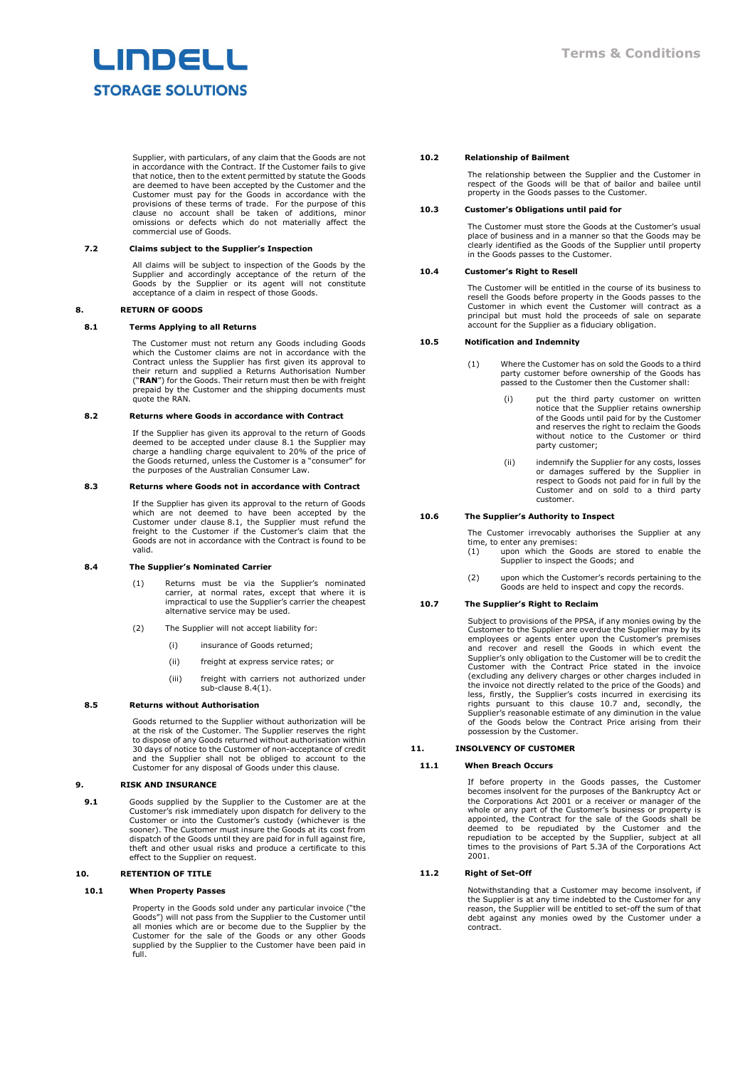Supplier, with particulars, of any claim that the Goods are not in accordance with the Contract. If the Customer fails to give that notice, then to the extent permitted by statute the Goods are deemed to have been accepted by the Customer and the Customer must pay for the Goods in accordance with the provisions of these terms of trade. For the purpose of this clause no account shall be taken of additions, minor omissions or defects which do not materially affect the commercial use of Goods.

### 7.2 Claims subject to the Supplier's Inspection

All claims will be subject to inspection of the Goods by the Supplier and accordingly acceptance of the return of the Goods by the Supplier or its agent will not constitute acceptance of a claim in respect of those Goods.

## 8. RETURN OF GOODS

### 8.1 Terms Applying to all Returns

The Customer must not return any Goods including Goods which the Customer claims are not in accordance with the Contract unless the Supplier has first given its approval to their return and supplied a Returns Authorisation Number ("**RAN**") for the Goods. Their return must then be with freight prepaid by the Customer and the shipping documents must quote the RAN.

### 8.2 Returns where Goods in accordance with Contract

If the Supplier has given its approval to the return of Goods deemed to be accepted under clause 8.1 the Supplier may charge a handling charge equivalent to 20% of the price of the Goods returned, unless the Customer is a "consumer" for the purposes of the Australian Consumer Law.

### 8.3 Returns where Goods not in accordance with Contract

If the Supplier has given its approval to the return of Goods which are not deemed to have been accepted by the Customer under clause 8.1, the Supplier must refund the freight to the Customer if the Customer's claim that the Goods are not in accordance with the Contract is found to be valid.

### 8.4 The Supplier's Nominated Carrier

(1) Returns must be via the Supplier's nominated carrier, at normal rates, except that where it is impractical to use the Supplier's carrier the cheapest alternative service may be used.

(2) The Supplier will not accept liability for:

   (i) insurance of Goods returned;

   (ii) freight at express service rates; or

   (iii) freight with carriers not authorized under sub-clause 8.4(1).

### 8.5 Returns without Authorisation

Goods returned to the Supplier without authorization will be at the risk of the Customer. The Supplier reserves the right to dispose of any Goods returned without authorisation within 30 days of notice to the Customer of non-acceptance of credit and the Supplier shall not be obliged to account to the Customer for any disposal of Goods under this clause.

## 9. RISK AND INSURANCE

**9.1** Goods supplied by the Supplier to the Customer are at the Customer's risk immediately upon dispatch for delivery to the Customer or into the Customer's custody (whichever is the sooner). The Customer must insure the Goods at its cost from dispatch of the Goods until they are paid for in full against fire, theft and other usual risks and produce a certificate to this effect to the Supplier on request.

## 10. RETENTION OF TITLE

### 10.1 When Property Passes

Property in the Goods sold under any particular invoice ("the Goods") will not pass from the Supplier to the Customer until all monies which are or become due to the Supplier by the Customer for the sale of the Goods or any other Goods supplied by the Supplier to the Customer have been paid in full.

### 10.2 Relationship of Bailment

The relationship between the Supplier and the Customer in respect of the Goods will be that of bailor and bailee until property in the Goods passes to the Customer.

### 10.3 Customer's Obligations until paid for

The Customer must store the Goods at the Customer's usual place of business and in a manner so that the Goods may be clearly identified as the Goods of the Supplier until property in the Goods passes to the Customer.

### 10.4 Customer's Right to Resell

The Customer will be entitled in the course of its business to resell the Goods before property in the Goods passes to the Customer in which event the Customer will contract as a principal but must hold the proceeds of sale on separate account for the Supplier as a fiduciary obligation.

### 10.5 Notification and Indemnity

(1) Where the Customer has on sold the Goods to a third party customer before ownership of the Goods has passed to the Customer then the Customer shall:

   (i) put the third party customer on written notice that the Supplier retains ownership of the Goods until paid for by the Customer and reserves the right to reclaim the Goods without notice to the Customer or third party customer;

   (ii) indemnify the Supplier for any costs, losses or damages suffered by the Supplier in respect to Goods not paid for in full by the Customer and on sold to a third party customer.

### 10.6 The Supplier's Authority to Inspect

The Customer irrevocably authorises the Supplier at any time, to enter any premises:

(1) upon which the Goods are stored to enable the Supplier to inspect the Goods; and

(2) upon which the Customer's records pertaining to the Goods are held to inspect and copy the records.

### 10.7 The Supplier's Right to Reclaim

Subject to provisions of the PPSA, if any monies owing by the Customer to the Supplier are overdue the Supplier may by its employees or agents enter upon the Customer's premises and recover and resell the Goods in which event the Supplier's only obligation to the Customer will be to credit the Customer with the Contract Price stated in the invoice (excluding any delivery charges or other charges included in the invoice not directly related to the price of the Goods) and less, firstly, the Supplier's costs incurred in exercising its rights pursuant to this clause 10.7 and, secondly, the Supplier's reasonable estimate of any diminution in the value of the Goods below the Contract Price arising from their possession by the Customer.

## 11. INSOLVENCY OF CUSTOMER

### 11.1 When Breach Occurs

If before property in the Goods passes, the Customer becomes insolvent for the purposes of the Bankruptcy Act or the Corporations Act 2001 or a receiver or manager of the whole or any part of the Customer's business or property is appointed, the Contract for the sale of the Goods shall be deemed to be repudiated by the Customer and the repudiation to be accepted by the Supplier, subject at all times to the provisions of Part 5.3A of the Corporations Act 2001.

### 11.2 Right of Set-Off

Notwithstanding that a Customer may become insolvent, if the Supplier is at any time indebted to the Customer for any reason, the Supplier will be entitled to set-off the sum of that debt against any monies owed by the Customer under a contract.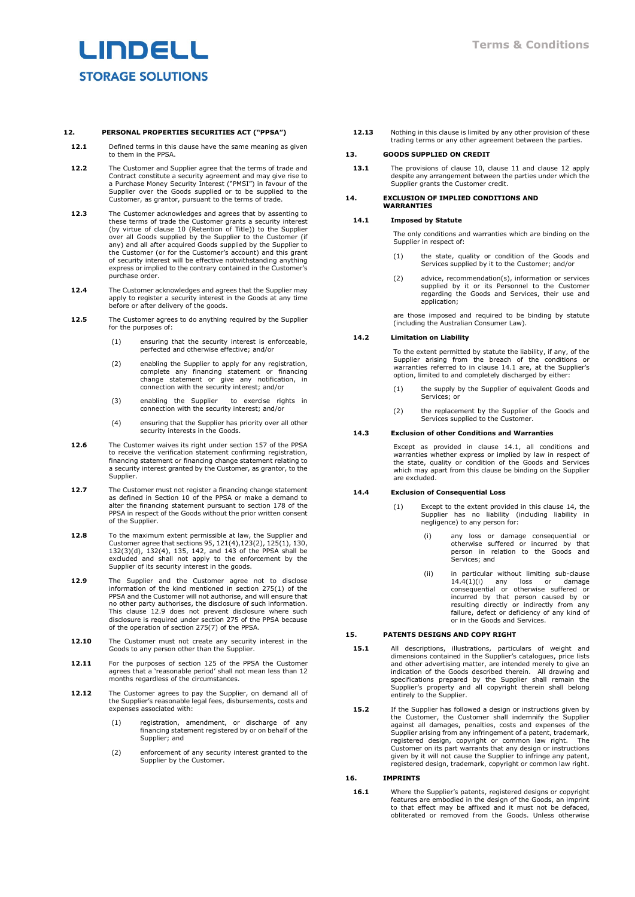## 12. PERSONAL PROPERTIES SECURITIES ACT ("PPSA")

**12.1** Defined terms in this clause have the same meaning as given to them in the PPSA.

**12.2** The Customer and Supplier agree that the terms of trade and Contract constitute a security agreement and may give rise to a Purchase Money Security Interest ("PMSI") in favour of the Supplier over the Goods supplied or to be supplied to the Customer, as grantor, pursuant to the terms of trade.

**12.3** The Customer acknowledges and agrees that by assenting to these terms of trade the Customer grants a security interest (by virtue of clause 10 (Retention of Title)) to the Supplier over all Goods supplied by the Supplier to the Customer (if any) and all after acquired Goods supplied by the Supplier to the Customer (or for the Customer's account) and this grant of security interest will be effective notwithstanding anything express or implied to the contrary contained in the Customer's purchase order.

**12.4** The Customer acknowledges and agrees that the Supplier may apply to register a security interest in the Goods at any time before or after delivery of the goods.

**12.5** The Customer agrees to do anything required by the Supplier for the purposes of:

(1) ensuring that the security interest is enforceable, perfected and otherwise effective; and/or

(2) enabling the Supplier to apply for any registration, complete any financing statement or financing change statement or give any notification, in connection with the security interest; and/or

(3) enabling the Supplier to exercise rights in connection with the security interest; and/or

(4) ensuring that the Supplier has priority over all other security interests in the Goods.

**12.6** The Customer waives its right under section 157 of the PPSA to receive the verification statement confirming registration, financing statement or financing change statement relating to a security interest granted by the Customer, as grantor, to the Supplier.

**12.7** The Customer must not register a financing change statement as defined in Section 10 of the PPSA or make a demand to alter the financing statement pursuant to section 178 of the PPSA in respect of the Goods without the prior written consent of the Supplier.

**12.8** To the maximum extent permissible at law, the Supplier and Customer agree that sections 95, 121(4),123(2), 125(1), 130, 132(3)(d), 132(4), 135, 142, and 143 of the PPSA shall be excluded and shall not apply to the enforcement by the Supplier of its security interest in the goods.

**12.9** The Supplier and the Customer agree not to disclose information of the kind mentioned in section 275(1) of the PPSA and the Customer will not authorise, and will ensure that no other party authorises, the disclosure of such information. This clause 12.9 does not prevent disclosure where such disclosure is required under section 275 of the PPSA because of the operation of section 275(7) of the PPSA.

**12.10** The Customer must not create any security interest in the Goods to any person other than the Supplier.

**12.11** For the purposes of section 125 of the PPSA the Customer agrees that a 'reasonable period' shall not mean less than 12 months regardless of the circumstances.

**12.12** The Customer agrees to pay the Supplier, on demand all of the Supplier's reasonable legal fees, disbursements, costs and expenses associated with:

(1) registration, amendment, or discharge of any financing statement registered by or on behalf of the Supplier; and

(2) enforcement of any security interest granted to the Supplier by the Customer.

**12.13** Nothing in this clause is limited by any other provision of these trading terms or any other agreement between the parties.

## 13. GOODS SUPPLIED ON CREDIT

**13.1** The provisions of clause 10, clause 11 and clause 12 apply despite any arrangement between the parties under which the Supplier grants the Customer credit.

## 14. EXCLUSION OF IMPLIED CONDITIONS AND WARRANTIES

### 14.1 Imposed by Statute

The only conditions and warranties which are binding on the Supplier in respect of:

(1) the state, quality or condition of the Goods and Services supplied by it to the Customer; and/or

(2) advice, recommendation(s), information or services supplied by it or its Personnel to the Customer regarding the Goods and Services, their use and application;

are those imposed and required to be binding by statute (including the Australian Consumer Law).

### 14.2 Limitation on Liability

To the extent permitted by statute the liability, if any, of the Supplier arising from the breach of the conditions or warranties referred to in clause 14.1 are, at the Supplier's option, limited to and completely discharged by either:

(1) the supply by the Supplier of equivalent Goods and Services; or

(2) the replacement by the Supplier of the Goods and Services supplied to the Customer.

### 14.3 Exclusion of other Conditions and Warranties

Except as provided in clause 14.1, all conditions and warranties whether express or implied by law in respect of the state, quality or condition of the Goods and Services which may apart from this clause be binding on the Supplier are excluded.

### 14.4 Exclusion of Consequential Loss

(1) Except to the extent provided in this clause 14, the Supplier has no liability (including liability in negligence) to any person for:

(i) any loss or damage consequential or otherwise suffered or incurred by that person in relation to the Goods and Services; and

(ii) in particular without limiting sub-clause 14.4(1)(i) any loss or damage consequential or otherwise suffered or incurred by that person caused by or resulting directly or indirectly from any failure, defect or deficiency of any kind of or in the Goods and Services.

## 15. PATENTS DESIGNS AND COPY RIGHT

**15.1** All descriptions, illustrations, particulars of weight and dimensions contained in the Supplier's catalogues, price lists and other advertising matter, are intended merely to give an indication of the Goods described therein. All drawing and specifications prepared by the Supplier shall remain the Supplier's property and all copyright therein shall belong entirely to the Supplier.

**15.2** If the Supplier has followed a design or instructions given by the Customer, the Customer shall indemnify the Supplier against all damages, penalties, costs and expenses of the Supplier arising from any infringement of a patent, trademark, registered design, copyright or common law right. The Customer on its part warrants that any design or instructions given by it will not cause the Supplier to infringe any patent, registered design, trademark, copyright or common law right.

## 16. IMPRINTS

**16.1** Where the Supplier's patents, registered designs or copyright features are embodied in the design of the Goods, an imprint to that effect may be affixed and it must not be defaced, obliterated or removed from the Goods. Unless otherwise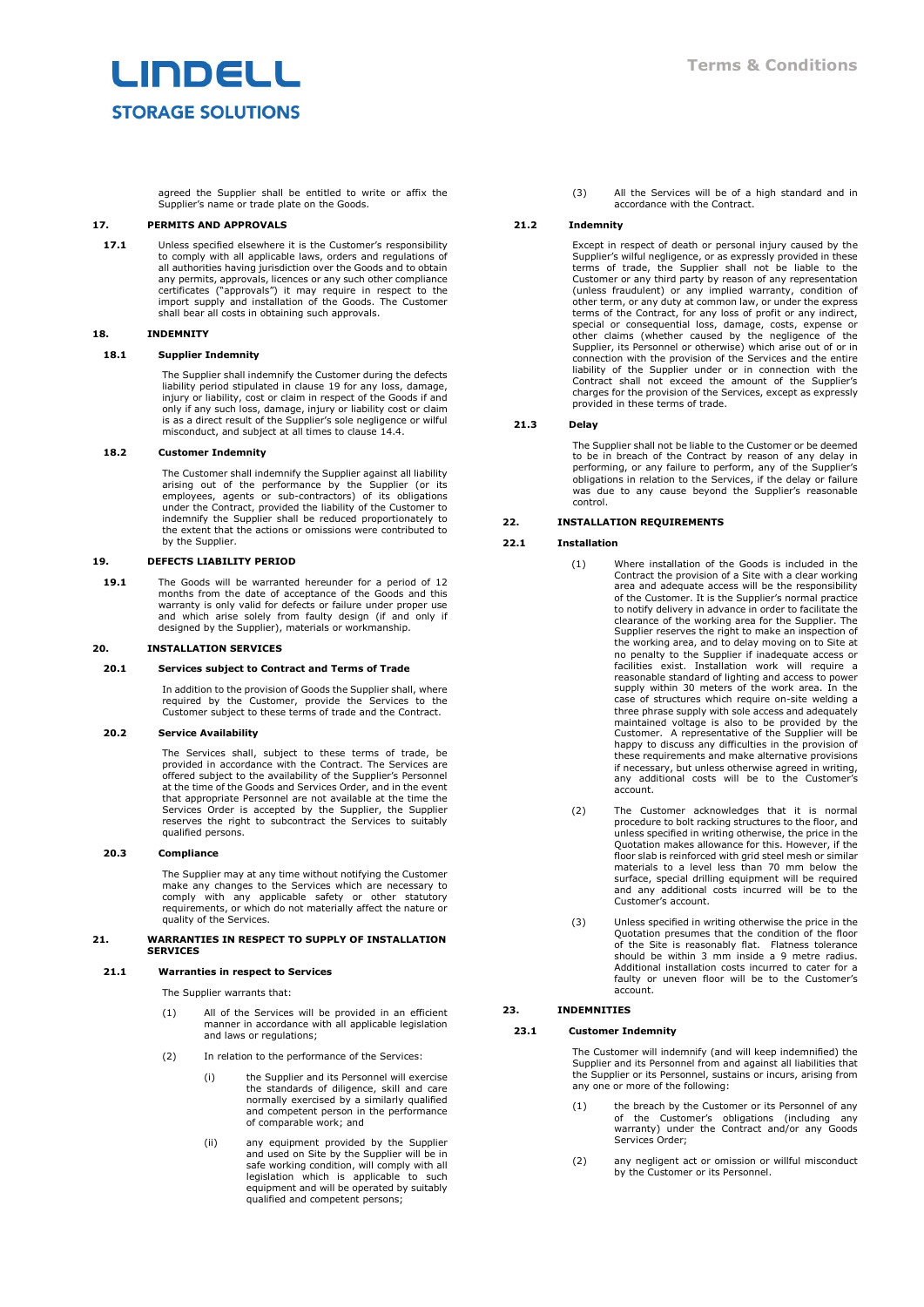agreed the Supplier shall be entitled to write or affix the Supplier's name or trade plate on the Goods.

## 17. PERMITS AND APPROVALS

**17.1** Unless specified elsewhere it is the Customer's responsibility to comply with all applicable laws, orders and regulations of all authorities having jurisdiction over the Goods and to obtain any permits, approvals, licences or any such other compliance certificates ("approvals") it may require in respect to the import supply and installation of the Goods. The Customer shall bear all costs in obtaining such approvals.

## 18. INDEMNITY

### 18.1 Supplier Indemnity

The Supplier shall indemnify the Customer during the defects liability period stipulated in clause 19 for any loss, damage, injury or liability, cost or claim in respect of the Goods if and only if any such loss, damage, injury or liability cost or claim is as a direct result of the Supplier's sole negligence or wilful misconduct, and subject at all times to clause 14.4.

### 18.2 Customer Indemnity

The Customer shall indemnify the Supplier against all liability arising out of the performance by the Supplier (or its employees, agents or sub-contractors) of its obligations under the Contract, provided the liability of the Customer to indemnify the Supplier shall be reduced proportionately to the extent that the actions or omissions were contributed to by the Supplier.

## 19. DEFECTS LIABILITY PERIOD

**19.1** The Goods will be warranted hereunder for a period of 12 months from the date of acceptance of the Goods and this warranty is only valid for defects or failure under proper use and which arise solely from faulty design (if and only if designed by the Supplier), materials or workmanship.

## 20. INSTALLATION SERVICES

### 20.1 Services subject to Contract and Terms of Trade

In addition to the provision of Goods the Supplier shall, where required by the Customer, provide the Services to the Customer subject to these terms of trade and the Contract.

### 20.2 Service Availability

The Services shall, subject to these terms of trade, be provided in accordance with the Contract. The Services are offered subject to the availability of the Supplier's Personnel at the time of the Goods and Services Order, and in the event that appropriate Personnel are not available at the time the Services Order is accepted by the Supplier, the Supplier reserves the right to subcontract the Services to suitably qualified persons.

### 20.3 Compliance

The Supplier may at any time without notifying the Customer make any changes to the Services which are necessary to comply with any applicable safety or other statutory requirements, or which do not materially affect the nature or quality of the Services.

## 21. WARRANTIES IN RESPECT TO SUPPLY OF INSTALLATION SERVICES

### 21.1 Warranties in respect to Services

The Supplier warrants that:

(1) All of the Services will be provided in an efficient manner in accordance with all applicable legislation and laws or regulations;

(2) In relation to the performance of the Services:

  (i) the Supplier and its Personnel will exercise the standards of diligence, skill and care normally exercised by a similarly qualified and competent person in the performance of comparable work; and

  (ii) any equipment provided by the Supplier and used on Site by the Supplier will be in safe working condition, will comply with all legislation which is applicable to such equipment and will be operated by suitably qualified and competent persons;

(3) All the Services will be of a high standard and in accordance with the Contract.

### 21.2 Indemnity

Except in respect of death or personal injury caused by the Supplier's wilful negligence, or as expressly provided in these terms of trade, the Supplier shall not be liable to the Customer or any third party by reason of any representation (unless fraudulent) or any implied warranty, condition of other term, or any duty at common law, or under the express terms of the Contract, for any loss of profit or any indirect, special or consequential loss, damage, costs, expense or other claims (whether caused by the negligence of the Supplier, its Personnel or otherwise) which arise out of or in connection with the provision of the Services and the entire liability of the Supplier under or in connection with the Contract shall not exceed the amount of the Supplier's charges for the provision of the Services, except as expressly provided in these terms of trade.

### 21.3 Delay

The Supplier shall not be liable to the Customer or be deemed to be in breach of the Contract by reason of any delay in performing, or any failure to perform, any of the Supplier's obligations in relation to the Services, if the delay or failure was due to any cause beyond the Supplier's reasonable control.

## 22. INSTALLATION REQUIREMENTS

### 22.1 Installation

(1) Where installation of the Goods is included in the Contract the provision of a Site with a clear working area and adequate access will be the responsibility of the Customer. It is the Supplier's normal practice to notify delivery in advance in order to facilitate the clearance of the working area for the Supplier. The Supplier reserves the right to make an inspection of the working area, and to delay moving on to Site at no penalty to the Supplier if inadequate access or facilities exist. Installation work will require a reasonable standard of lighting and access to power supply within 30 meters of the work area. In the case of structures which require on-site welding a three phase supply with sole access and adequately maintained voltage is also to be provided by the Customer. A representative of the Supplier will be happy to discuss any difficulties in the provision of these requirements and make alternative provisions if necessary, but unless otherwise agreed in writing, any additional costs will be to the Customer's account.

(2) The Customer acknowledges that it is normal procedure to bolt racking structures to the floor, and unless specified in writing otherwise, the price in the Quotation makes allowance for this. However, if the floor slab is reinforced with grid steel mesh or similar materials to a level less than 70 mm below the surface, special drilling equipment will be required and any additional costs incurred will be to the Customer's account.

(3) Unless specified in writing otherwise the price in the Quotation presumes that the condition of the floor of the Site is reasonably flat. Flatness tolerance should be within 3 mm inside a 9 metre radius. Additional installation costs incurred to cater for a faulty or uneven floor will be to the Customer's account.

## 23. INDEMNITIES

### 23.1 Customer Indemnity

The Customer will indemnify (and will keep indemnified) the Supplier and its Personnel from and against all liabilities that the Supplier or its Personnel, sustains or incurs, arising from any one or more of the following:

(1) the breach by the Customer or its Personnel of any of the Customer's obligations (including any warranty) under the Contract and/or any Goods Services Order;

(2) any negligent act or omission or willful misconduct by the Customer or its Personnel.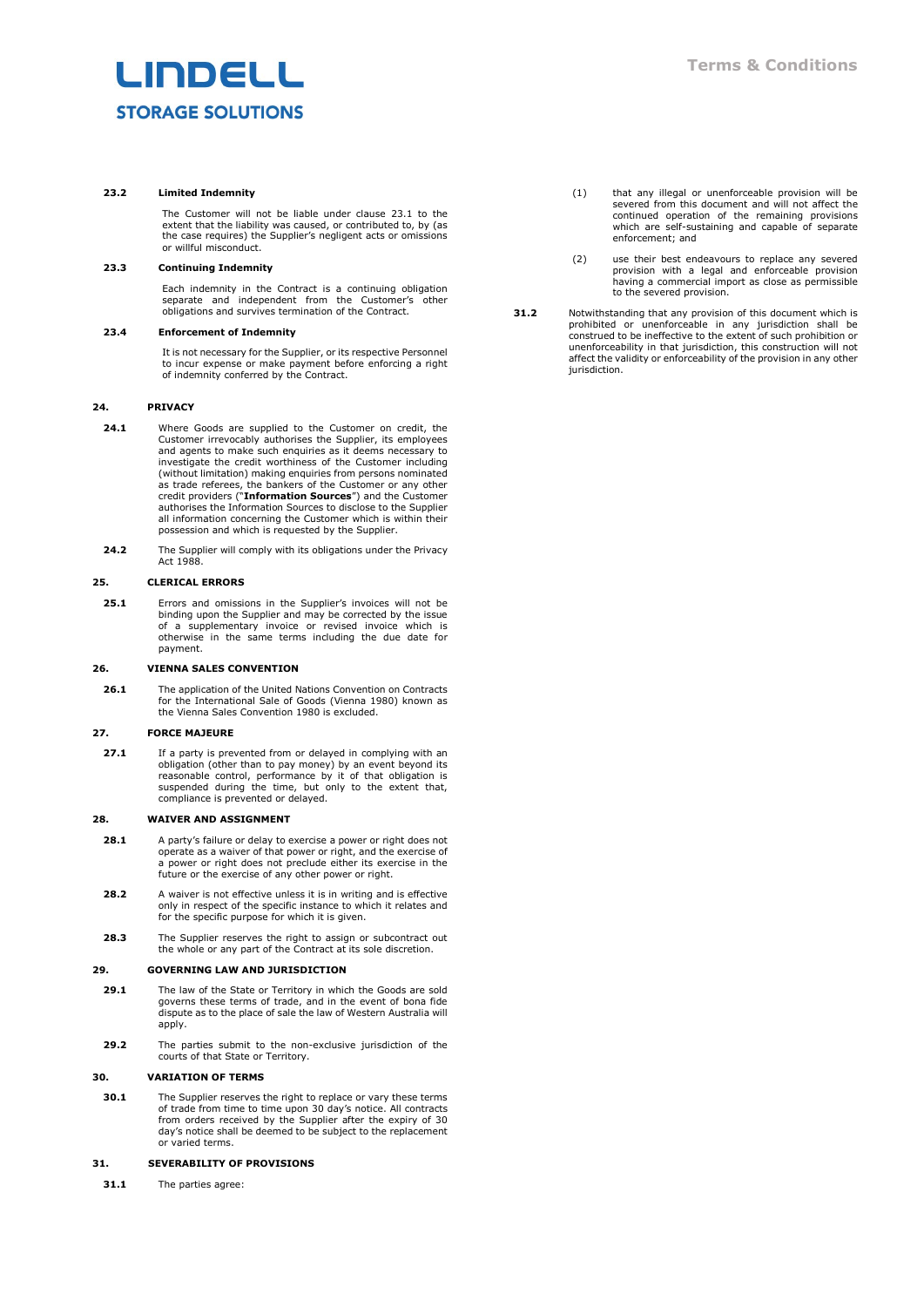**23.2 Limited Indemnity**

The Customer will not be liable under clause 23.1 to the extent that the liability was caused, or contributed to, by (as the case requires) the Supplier's negligent acts or omissions or willful misconduct.

**23.3 Continuing Indemnity**

Each indemnity in the Contract is a continuing obligation separate and independent from the Customer's other obligations and survives termination of the Contract.

**23.4 Enforcement of Indemnity**

It is not necessary for the Supplier, or its respective Personnel to incur expense or make payment before enforcing a right of indemnity conferred by the Contract.

## 24. PRIVACY

**24.1** Where Goods are supplied to the Customer on credit, the Customer irrevocably authorises the Supplier, its employees and agents to make such enquiries as it deems necessary to investigate the credit worthiness of the Customer including (without limitation) making enquiries from persons nominated as trade referees, the bankers of the Customer or any other credit providers ("**Information Sources**") and the Customer authorises the Information Sources to disclose to the Supplier all information concerning the Customer which is within their possession and which is requested by the Supplier.

**24.2** The Supplier will comply with its obligations under the Privacy Act 1988.

## 25. CLERICAL ERRORS

**25.1** Errors and omissions in the Supplier's invoices will not be binding upon the Supplier and may be corrected by the issue of a supplementary invoice or revised invoice which is otherwise in the same terms including the due date for payment.

## 26. VIENNA SALES CONVENTION

**26.1** The application of the United Nations Convention on Contracts for the International Sale of Goods (Vienna 1980) known as the Vienna Sales Convention 1980 is excluded.

## 27. FORCE MAJEURE

**27.1** If a party is prevented from or delayed in complying with an obligation (other than to pay money) by an event beyond its reasonable control, performance by it of that obligation is suspended during the time, but only to the extent that, compliance is prevented or delayed.

## 28. WAIVER AND ASSIGNMENT

**28.1** A party's failure or delay to exercise a power or right does not operate as a waiver of that power or right, and the exercise of a power or right does not preclude either its exercise in the future or the exercise of any other power or right.

**28.2** A waiver is not effective unless it is in writing and is effective only in respect of the specific instance to which it relates and for the specific purpose for which it is given.

**28.3** The Supplier reserves the right to assign or subcontract out the whole or any part of the Contract at its sole discretion.

## 29. GOVERNING LAW AND JURISDICTION

**29.1** The law of the State or Territory in which the Goods are sold governs these terms of trade, and in the event of bona fide dispute as to the place of sale the law of Western Australia will apply.

**29.2** The parties submit to the non-exclusive jurisdiction of the courts of that State or Territory.

## 30. VARIATION OF TERMS

**30.1** The Supplier reserves the right to replace or vary these terms of trade from time to time upon 30 day's notice. All contracts from orders received by the Supplier after the expiry of 30 day's notice shall be deemed to be subject to the replacement or varied terms.

## 31. SEVERABILITY OF PROVISIONS

**31.1** The parties agree:

(1) that any illegal or unenforceable provision will be severed from this document and will not affect the continued operation of the remaining provisions which are self-sustaining and capable of separate enforcement; and

(2) use their best endeavours to replace any severed provision with a legal and enforceable provision having a commercial import as close as permissible to the severed provision.

**31.2** Notwithstanding that any provision of this document which is prohibited or unenforceable in any jurisdiction shall be construed to be ineffective to the extent of such prohibition or unenforceability in that jurisdiction, this construction will not affect the validity or enforceability of the provision in any other jurisdiction.